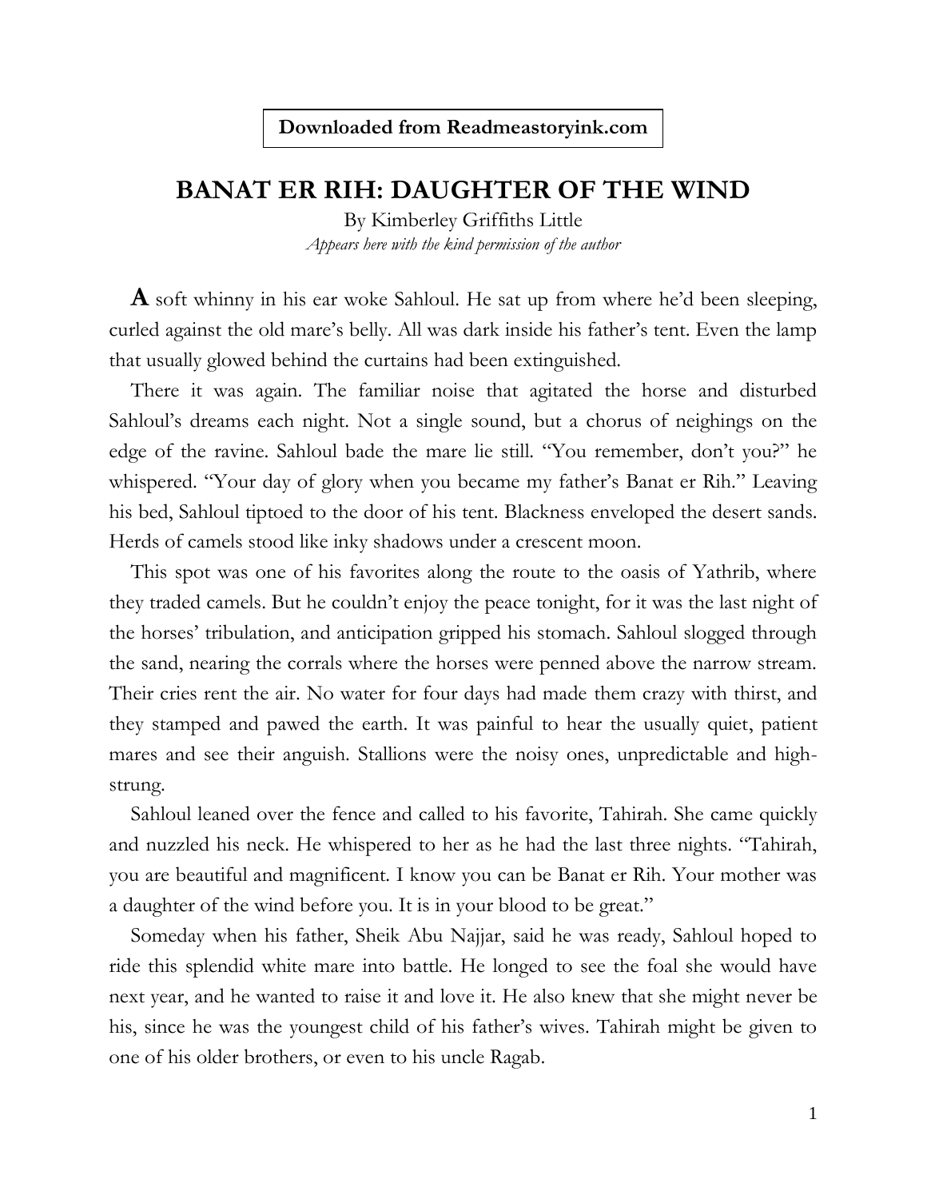**Downloaded from Readmeastoryink.com**

# BANAT ER RIH: DAUGHTER OF THE WIND

By Kimberley Griffiths Little

*Appears here with the kind permission of the author*

**A** soft whinny in his ear woke Sahloul. He sat up from where he'd been sleeping, curled against the old mare's belly. All was dark inside his father's tent. Even the lamp that usually glowed behind the curtains had been extinguished.

There it was again. The familiar noise that agitated the horse and disturbed Sahloul's dreams each night. Not a single sound, but a chorus of neighings on the edge of the ravine. Sahloul bade the mare lie still. "You remember, don't you?" he whispered. "Your day of glory when you became my father's Banat er Rih." Leaving his bed, Sahloul tiptoed to the door of his tent. Blackness enveloped the desert sands. Herds of camels stood like inky shadows under a crescent moon.

This spot was one of his favorites along the route to the oasis of Yathrib, where they traded camels. But he couldn't enjoy the peace tonight, for it was the last night of the horses' tribulation, and anticipation gripped his stomach. Sahloul slogged through the sand, nearing the corrals where the horses were penned above the narrow stream. Their cries rent the air. No water for four days had made them crazy with thirst, and they stamped and pawed the earth. It was painful to hear the usually quiet, patient mares and see their anguish. Stallions were the noisy ones, unpredictable and high-strung.

Sahloul leaned over the fence and called to his favorite, Tahirah. She came quickly and nuzzled his neck. He whispered to her as he had the last three nights. "Tahirah, you are beautiful and magnificent. I know you can be Banat er Rih. Your mother was a daughter of the wind before you. It is in your blood to be great."

Someday when his father, Sheik Abu Najjar, said he was ready, Sahloul hoped to ride this splendid white mare into battle. He longed to see the foal she would have next year, and he wanted to raise it and love it. He also knew that she might never be his, since he was the youngest child of his father's wives. Tahirah might be given to one of his older brothers, or even to his uncle Ragab.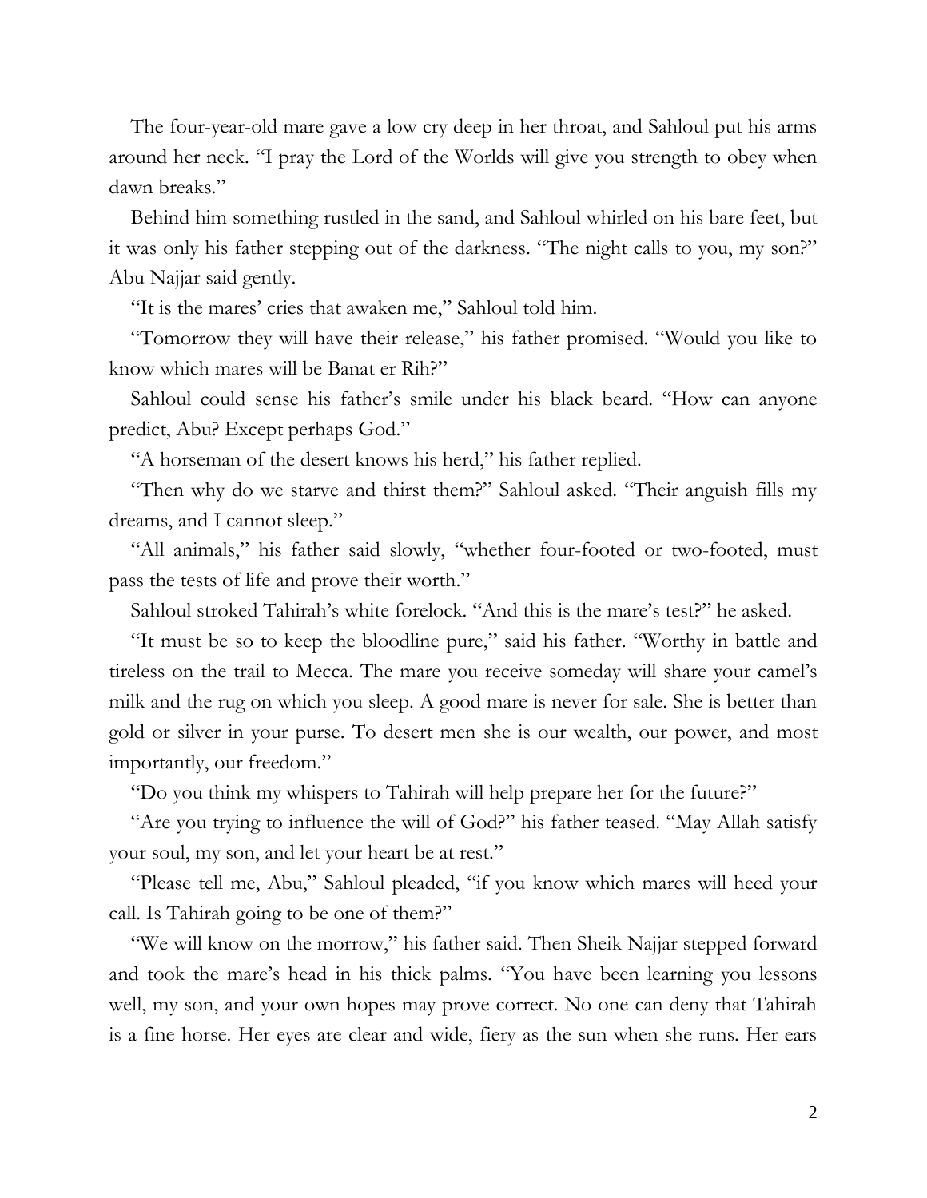The four-year-old mare gave a low cry deep in her throat, and Sahloul put his arms around her neck. "I pray the Lord of the Worlds will give you strength to obey when dawn breaks."

Behind him something rustled in the sand, and Sahloul whirled on his bare feet, but it was only his father stepping out of the darkness. "The night calls to you, my son?" Abu Najjar said gently.

"It is the mares' cries that awaken me," Sahloul told him.

"Tomorrow they will have their release," his father promised. "Would you like to know which mares will be Banat er Rih?"

Sahloul could sense his father's smile under his black beard. "How can anyone predict, Abu? Except perhaps God."

"A horseman of the desert knows his herd," his father replied.

"Then why do we starve and thirst them?" Sahloul asked. "Their anguish fills my dreams, and I cannot sleep."

"All animals," his father said slowly, "whether four-footed or two-footed, must pass the tests of life and prove their worth."

Sahloul stroked Tahirah's white forelock. "And this is the mare's test?" he asked.

"It must be so to keep the bloodline pure," said his father. "Worthy in battle and tireless on the trail to Mecca. The mare you receive someday will share your camel's milk and the rug on which you sleep. A good mare is never for sale. She is better than gold or silver in your purse. To desert men she is our wealth, our power, and most importantly, our freedom."

"Do you think my whispers to Tahirah will help prepare her for the future?"

"Are you trying to influence the will of God?" his father teased. "May Allah satisfy your soul, my son, and let your heart be at rest."

"Please tell me, Abu," Sahloul pleaded, "if you know which mares will heed your call. Is Tahirah going to be one of them?"

"We will know on the morrow," his father said. Then Sheik Najjar stepped forward and took the mare's head in his thick palms. "You have been learning you lessons well, my son, and your own hopes may prove correct. No one can deny that Tahirah is a fine horse. Her eyes are clear and wide, fiery as the sun when she runs. Her ears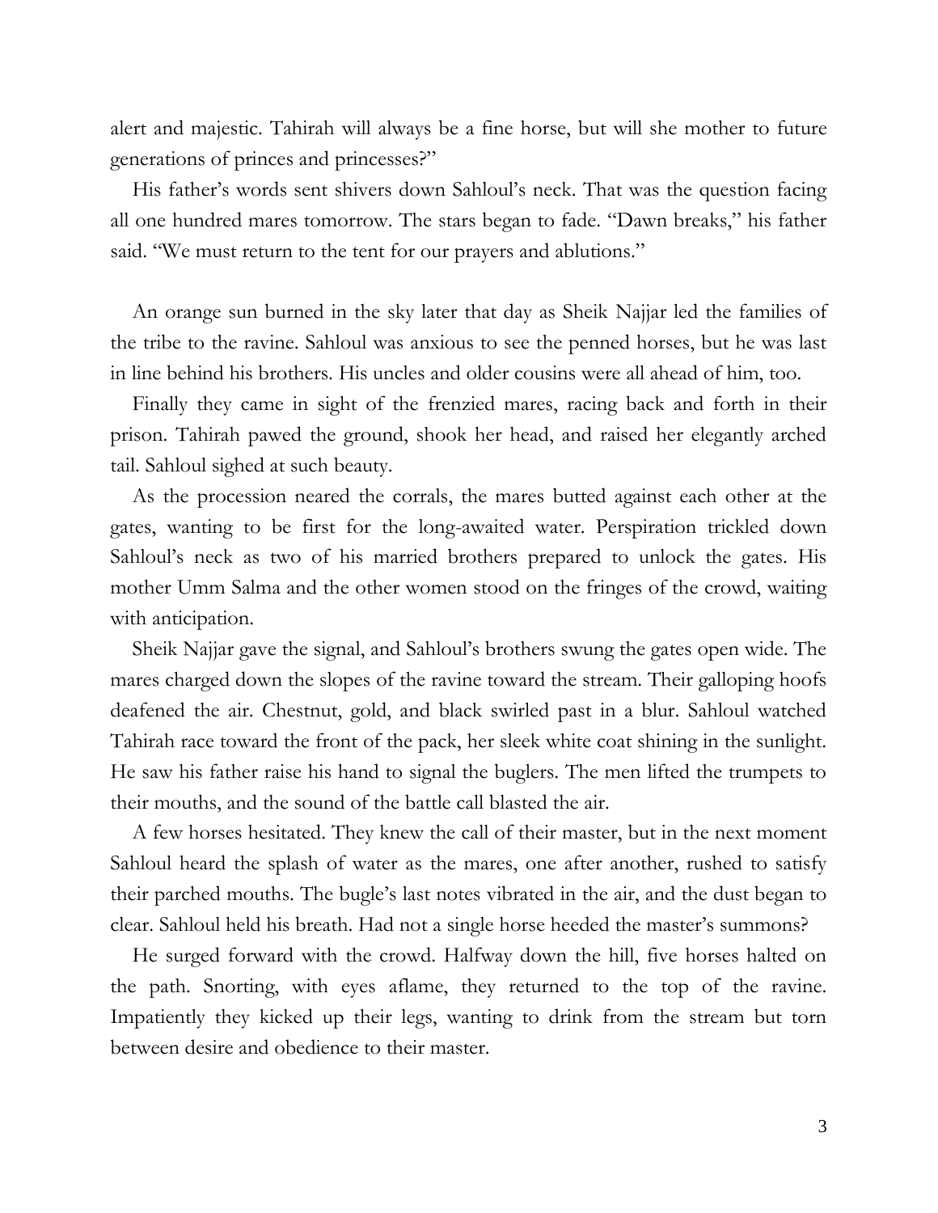alert and majestic. Tahirah will always be a fine horse, but will she mother to future generations of princes and princesses?"

His father's words sent shivers down Sahloul's neck. That was the question facing all one hundred mares tomorrow. The stars began to fade. "Dawn breaks," his father said. "We must return to the tent for our prayers and ablutions."

An orange sun burned in the sky later that day as Sheik Najjar led the families of the tribe to the ravine. Sahloul was anxious to see the penned horses, but he was last in line behind his brothers. His uncles and older cousins were all ahead of him, too.

Finally they came in sight of the frenzied mares, racing back and forth in their prison. Tahirah pawed the ground, shook her head, and raised her elegantly arched tail. Sahloul sighed at such beauty.

As the procession neared the corrals, the mares butted against each other at the gates, wanting to be first for the long-awaited water. Perspiration trickled down Sahloul's neck as two of his married brothers prepared to unlock the gates. His mother Umm Salma and the other women stood on the fringes of the crowd, waiting with anticipation.

Sheik Najjar gave the signal, and Sahloul's brothers swung the gates open wide. The mares charged down the slopes of the ravine toward the stream. Their galloping hoofs deafened the air. Chestnut, gold, and black swirled past in a blur. Sahloul watched Tahirah race toward the front of the pack, her sleek white coat shining in the sunlight. He saw his father raise his hand to signal the buglers. The men lifted the trumpets to their mouths, and the sound of the battle call blasted the air.

A few horses hesitated. They knew the call of their master, but in the next moment Sahloul heard the splash of water as the mares, one after another, rushed to satisfy their parched mouths. The bugle's last notes vibrated in the air, and the dust began to clear. Sahloul held his breath. Had not a single horse heeded the master's summons?

He surged forward with the crowd. Halfway down the hill, five horses halted on the path. Snorting, with eyes aflame, they returned to the top of the ravine. Impatiently they kicked up their legs, wanting to drink from the stream but torn between desire and obedience to their master.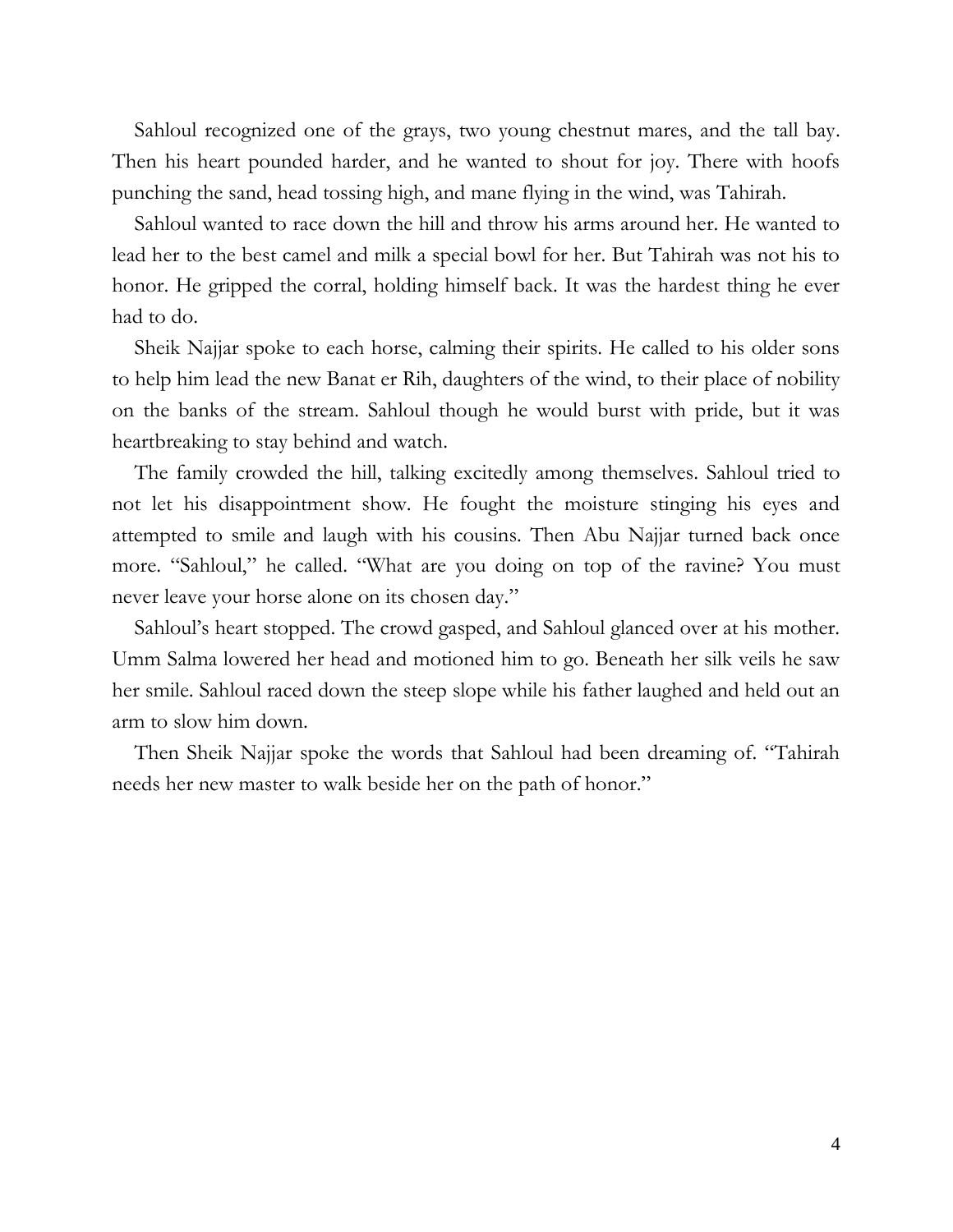Sahloul recognized one of the grays, two young chestnut mares, and the tall bay. Then his heart pounded harder, and he wanted to shout for joy. There with hoofs punching the sand, head tossing high, and mane flying in the wind, was Tahirah.

Sahloul wanted to race down the hill and throw his arms around her. He wanted to lead her to the best camel and milk a special bowl for her. But Tahirah was not his to honor. He gripped the corral, holding himself back. It was the hardest thing he ever had to do.

Sheik Najjar spoke to each horse, calming their spirits. He called to his older sons to help him lead the new Banat er Rih, daughters of the wind, to their place of nobility on the banks of the stream. Sahloul though he would burst with pride, but it was heartbreaking to stay behind and watch.

The family crowded the hill, talking excitedly among themselves. Sahloul tried to not let his disappointment show. He fought the moisture stinging his eyes and attempted to smile and laugh with his cousins. Then Abu Najjar turned back once more. "Sahloul," he called. "What are you doing on top of the ravine? You must never leave your horse alone on its chosen day."

Sahloul's heart stopped. The crowd gasped, and Sahloul glanced over at his mother. Umm Salma lowered her head and motioned him to go. Beneath her silk veils he saw her smile. Sahloul raced down the steep slope while his father laughed and held out an arm to slow him down.

Then Sheik Najjar spoke the words that Sahloul had been dreaming of. "Tahirah needs her new master to walk beside her on the path of honor."